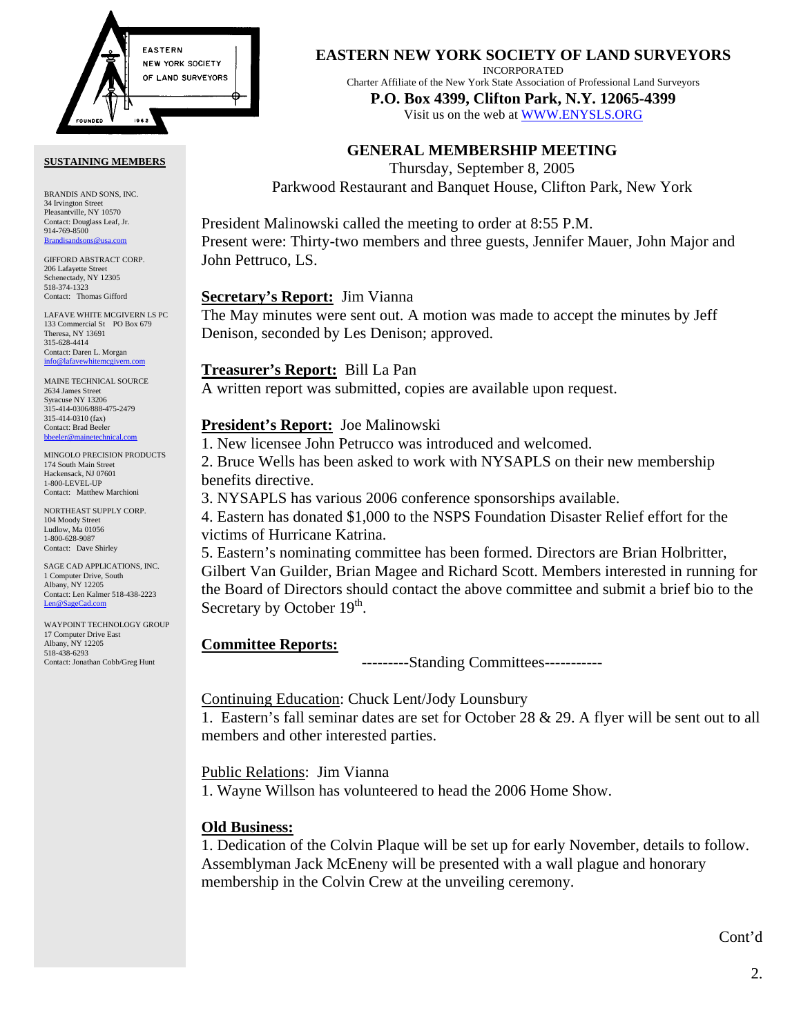EASTERN NEW YORK SOCIETY OF LAND SURVEYORS

FOUNDED 1962

# EASTERN NEW YORK SOCIETY OF LAND SURVEYORS

INCORPORATED

Charter Affiliate of the New York State Association of Professional Land Surveyors

**P.O. Box 4399, Clifton Park, N.Y. 12065-4399**

Visit us on the web at WWW.ENYSLS.ORG

**SUSTAINING MEMBERS**

BRANDIS AND SONS, INC.
34 Irvington Street
Pleasantville, NY 10570
Contact: Douglass Leaf, Jr.
914-769-8500
Brandisandsons@usa.com

GIFFORD ABSTRACT CORP.
206 Lafayette Street
Schenectady, NY 12305
518-374-1323
Contact: Thomas Gifford

LAFAVE WHITE MCGIVERN LS PC
133 Commercial St PO Box 679
Theresa, NY 13691
315-628-4414
Contact: Daren L. Morgan
info@lafavewhitemcgivern.com

MAINE TECHNICAL SOURCE
2634 James Street
Syracuse NY 13206
315-414-0306/888-475-2479
315-414-0310 (fax)
Contact: Brad Beeler
bbeeler@mainetechnical.com

MINGOLO PRECISION PRODUCTS
174 South Main Street
Hackensack, NJ 07601
1-800-LEVEL-UP
Contact: Matthew Marchioni

NORTHEAST SUPPLY CORP.
104 Moody Street
Ludlow, Ma 01056
1-800-628-9087
Contact: Dave Shirley

SAGE CAD APPLICATIONS, INC.
1 Computer Drive, South
Albany, NY 12205
Contact: Len Kalmer 518-438-2223
Len@SageCad.com

WAYPOINT TECHNOLOGY GROUP
17 Computer Drive East
Albany, NY 12205
518-438-6293
Contact: Jonathan Cobb/Greg Hunt

## GENERAL MEMBERSHIP MEETING

Thursday, September 8, 2005
Parkwood Restaurant and Banquet House, Clifton Park, New York

President Malinowski called the meeting to order at 8:55 P.M.
Present were: Thirty-two members and three guests, Jennifer Mauer, John Major and John Pettruco, LS.

**Secretary's Report:** Jim Vianna
The May minutes were sent out. A motion was made to accept the minutes by Jeff Denison, seconded by Les Denison; approved.

**Treasurer's Report:** Bill La Pan
A written report was submitted, copies are available upon request.

**President's Report:** Joe Malinowski
1. New licensee John Petrucco was introduced and welcomed.
2. Bruce Wells has been asked to work with NYSAPLS on their new membership benefits directive.
3. NYSAPLS has various 2006 conference sponsorships available.
4. Eastern has donated $1,000 to the NSPS Foundation Disaster Relief effort for the victims of Hurricane Katrina.
5. Eastern's nominating committee has been formed. Directors are Brian Holbritter, Gilbert Van Guilder, Brian Magee and Richard Scott. Members interested in running for the Board of Directors should contact the above committee and submit a brief bio to the Secretary by October 19th.

**Committee Reports:**

---------Standing Committees-----------

Continuing Education: Chuck Lent/Jody Lounsbury
1. Eastern's fall seminar dates are set for October 28 & 29. A flyer will be sent out to all members and other interested parties.

Public Relations: Jim Vianna
1. Wayne Willson has volunteered to head the 2006 Home Show.

**Old Business:**
1. Dedication of the Colvin Plaque will be set up for early November, details to follow. Assemblyman Jack McEneny will be presented with a wall plague and honorary membership in the Colvin Crew at the unveiling ceremony.

Cont'd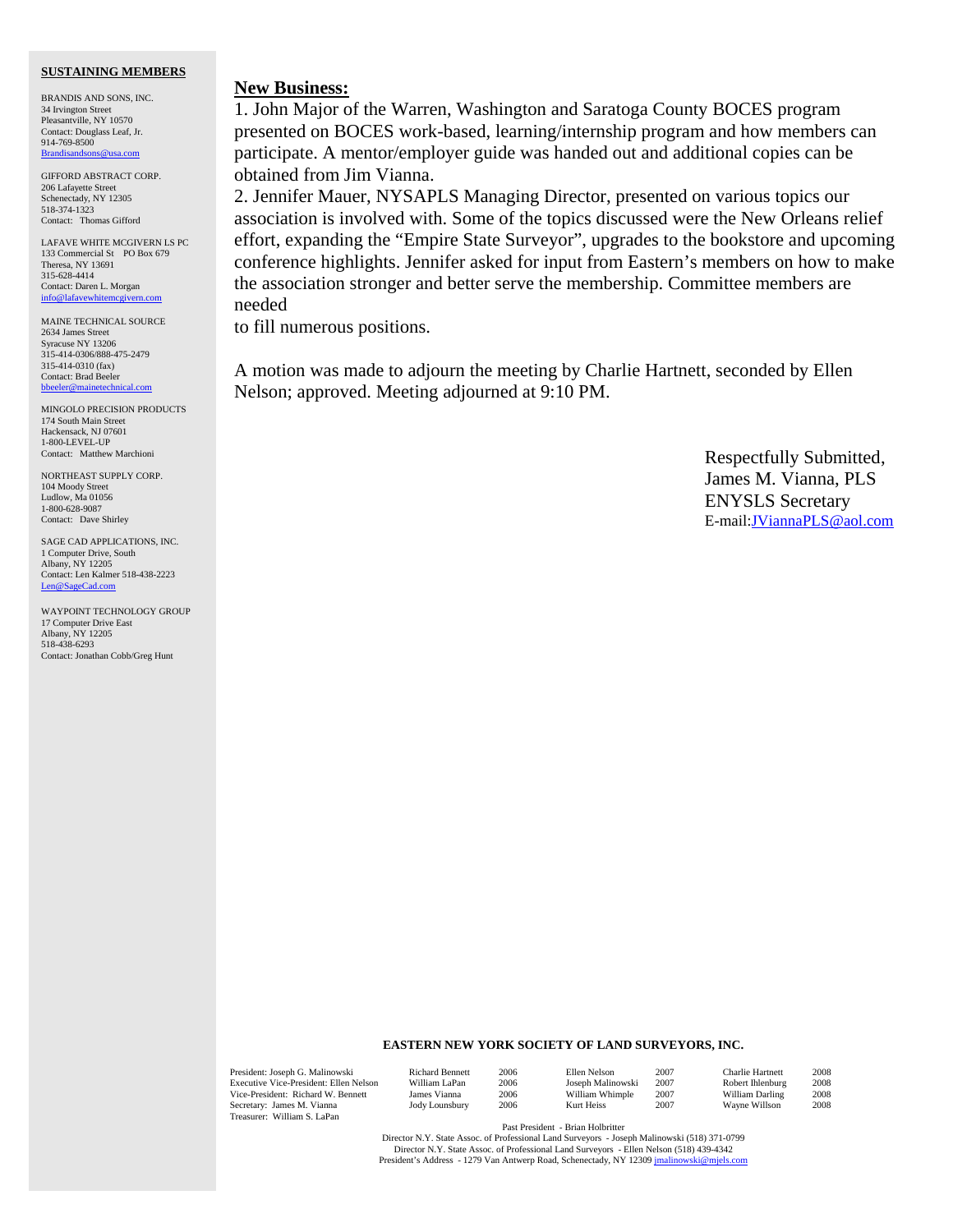**SUSTAINING MEMBERS**

BRANDIS AND SONS, INC.
34 Irvington Street
Pleasantville, NY 10570
Contact: Douglass Leaf, Jr.
914-769-8500
Brandisandsons@usa.com

GIFFORD ABSTRACT CORP.
206 Lafayette Street
Schenectady, NY 12305
518-374-1323
Contact: Thomas Gifford

LAFAVE WHITE MCGIVERN LS PC
133 Commercial St PO Box 679
Theresa, NY 13691
315-628-4414
Contact: Daren L. Morgan
info@lafavewhitemcgivern.com

MAINE TECHNICAL SOURCE
2634 James Street
Syracuse NY 13206
315-414-0306/888-475-2479
315-414-0310 (fax)
Contact: Brad Beeler
bbeeler@mainetechnical.com

MINGOLO PRECISION PRODUCTS
174 South Main Street
Hackensack, NJ 07601
1-800-LEVEL-UP
Contact: Matthew Marchioni

NORTHEAST SUPPLY CORP.
104 Moody Street
Ludlow, Ma 01056
1-800-628-9087
Contact: Dave Shirley

SAGE CAD APPLICATIONS, INC.
1 Computer Drive, South
Albany, NY 12205
Contact: Len Kalmer 518-438-2223
Len@SageCad.com

WAYPOINT TECHNOLOGY GROUP
17 Computer Drive East
Albany, NY 12205
518-438-6293
Contact: Jonathan Cobb/Greg Hunt

## New Business:

1. John Major of the Warren, Washington and Saratoga County BOCES program presented on BOCES work-based, learning/internship program and how members can participate. A mentor/employer guide was handed out and additional copies can be obtained from Jim Vianna.
2. Jennifer Mauer, NYSAPLS Managing Director, presented on various topics our association is involved with. Some of the topics discussed were the New Orleans relief effort, expanding the "Empire State Surveyor", upgrades to the bookstore and upcoming conference highlights. Jennifer asked for input from Eastern's members on how to make the association stronger and better serve the membership. Committee members are needed
to fill numerous positions.

A motion was made to adjourn the meeting by Charlie Hartnett, seconded by Ellen Nelson; approved. Meeting adjourned at 9:10 PM.

Respectfully Submitted,
James M. Vianna, PLS
ENYSLS Secretary
E-mail:JViannaPLS@aol.com

**EASTERN NEW YORK SOCIETY OF LAND SURVEYORS, INC.**

| | | | | | | | |
|---|---|---|---|---|---|---|---|
| President: Joseph G. Malinowski | Richard Bennett | 2006 | Ellen Nelson | 2007 | Charlie Hartnett | 2008 |
| Executive Vice-President: Ellen Nelson | William LaPan | 2006 | Joseph Malinowski | 2007 | Robert Ihlenburg | 2008 |
| Vice-President: Richard W. Bennett | James Vianna | 2006 | William Whimple | 2007 | William Darling | 2008 |
| Secretary: James M. Vianna | Jody Lounsbury | 2006 | Kurt Heiss | 2007 | Wayne Willson | 2008 |
| Treasurer: William S. LaPan | | | | | | |

Past President - Brian Holbritter
Director N.Y. State Assoc. of Professional Land Surveyors - Joseph Malinowski (518) 371-0799
Director N.Y. State Assoc. of Professional Land Surveyors - Ellen Nelson (518) 439-4342
President's Address - 1279 Van Antwerp Road, Schenectady, NY 12309 jmalinowski@mjels.com